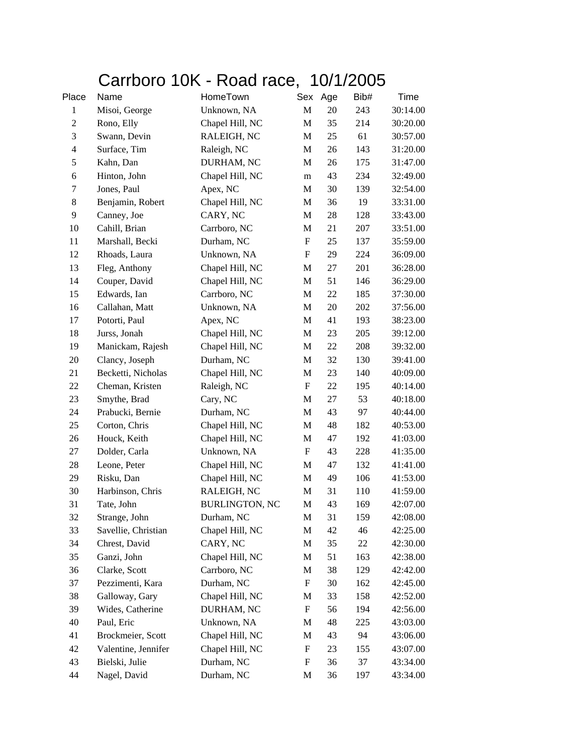# Carrboro 10K - Road race, 10/1/2005

| Place | Name | HomeTown | Sex | Age | Bib# | Time |
|---|---|---|---|---|---|---|
| 1 | Misoi, George | Unknown, NA | M | 20 | 243 | 30:14.00 |
| 2 | Rono, Elly | Chapel Hill, NC | M | 35 | 214 | 30:20.00 |
| 3 | Swann, Devin | RALEIGH, NC | M | 25 | 61 | 30:57.00 |
| 4 | Surface, Tim | Raleigh, NC | M | 26 | 143 | 31:20.00 |
| 5 | Kahn, Dan | DURHAM, NC | M | 26 | 175 | 31:47.00 |
| 6 | Hinton, John | Chapel Hill, NC | m | 43 | 234 | 32:49.00 |
| 7 | Jones, Paul | Apex, NC | M | 30 | 139 | 32:54.00 |
| 8 | Benjamin, Robert | Chapel Hill, NC | M | 36 | 19 | 33:31.00 |
| 9 | Canney, Joe | CARY, NC | M | 28 | 128 | 33:43.00 |
| 10 | Cahill, Brian | Carrboro, NC | M | 21 | 207 | 33:51.00 |
| 11 | Marshall, Becki | Durham, NC | F | 25 | 137 | 35:59.00 |
| 12 | Rhoads, Laura | Unknown, NA | F | 29 | 224 | 36:09.00 |
| 13 | Fleg, Anthony | Chapel Hill, NC | M | 27 | 201 | 36:28.00 |
| 14 | Couper, David | Chapel Hill, NC | M | 51 | 146 | 36:29.00 |
| 15 | Edwards, Ian | Carrboro, NC | M | 22 | 185 | 37:30.00 |
| 16 | Callahan, Matt | Unknown, NA | M | 20 | 202 | 37:56.00 |
| 17 | Potorti, Paul | Apex, NC | M | 41 | 193 | 38:23.00 |
| 18 | Jurss, Jonah | Chapel Hill, NC | M | 23 | 205 | 39:12.00 |
| 19 | Manickam, Rajesh | Chapel Hill, NC | M | 22 | 208 | 39:32.00 |
| 20 | Clancy, Joseph | Durham, NC | M | 32 | 130 | 39:41.00 |
| 21 | Becketti, Nicholas | Chapel Hill, NC | M | 23 | 140 | 40:09.00 |
| 22 | Cheman, Kristen | Raleigh, NC | F | 22 | 195 | 40:14.00 |
| 23 | Smythe, Brad | Cary, NC | M | 27 | 53 | 40:18.00 |
| 24 | Prabucki, Bernie | Durham, NC | M | 43 | 97 | 40:44.00 |
| 25 | Corton, Chris | Chapel Hill, NC | M | 48 | 182 | 40:53.00 |
| 26 | Houck, Keith | Chapel Hill, NC | M | 47 | 192 | 41:03.00 |
| 27 | Dolder, Carla | Unknown, NA | F | 43 | 228 | 41:35.00 |
| 28 | Leone, Peter | Chapel Hill, NC | M | 47 | 132 | 41:41.00 |
| 29 | Risku, Dan | Chapel Hill, NC | M | 49 | 106 | 41:53.00 |
| 30 | Harbinson, Chris | RALEIGH, NC | M | 31 | 110 | 41:59.00 |
| 31 | Tate, John | BURLINGTON, NC | M | 43 | 169 | 42:07.00 |
| 32 | Strange, John | Durham, NC | M | 31 | 159 | 42:08.00 |
| 33 | Savellie, Christian | Chapel Hill, NC | M | 42 | 46 | 42:25.00 |
| 34 | Chrest, David | CARY, NC | M | 35 | 22 | 42:30.00 |
| 35 | Ganzi, John | Chapel Hill, NC | M | 51 | 163 | 42:38.00 |
| 36 | Clarke, Scott | Carrboro, NC | M | 38 | 129 | 42:42.00 |
| 37 | Pezzimenti, Kara | Durham, NC | F | 30 | 162 | 42:45.00 |
| 38 | Galloway, Gary | Chapel Hill, NC | M | 33 | 158 | 42:52.00 |
| 39 | Wides, Catherine | DURHAM, NC | F | 56 | 194 | 42:56.00 |
| 40 | Paul, Eric | Unknown, NA | M | 48 | 225 | 43:03.00 |
| 41 | Brockmeier, Scott | Chapel Hill, NC | M | 43 | 94 | 43:06.00 |
| 42 | Valentine, Jennifer | Chapel Hill, NC | F | 23 | 155 | 43:07.00 |
| 43 | Bielski, Julie | Durham, NC | F | 36 | 37 | 43:34.00 |
| 44 | Nagel, David | Durham, NC | M | 36 | 197 | 43:34.00 |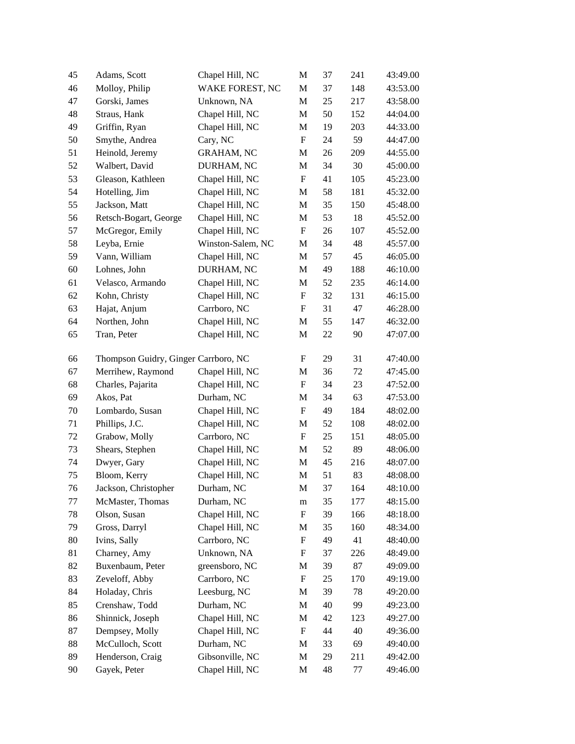| | | | | | | |
|---|---|---|---|---|---|---|
| 45 | Adams, Scott | Chapel Hill, NC | M | 37 | 241 | 43:49.00 |
| 46 | Molloy, Philip | WAKE FOREST, NC | M | 37 | 148 | 43:53.00 |
| 47 | Gorski, James | Unknown, NA | M | 25 | 217 | 43:58.00 |
| 48 | Straus, Hank | Chapel Hill, NC | M | 50 | 152 | 44:04.00 |
| 49 | Griffin, Ryan | Chapel Hill, NC | M | 19 | 203 | 44:33.00 |
| 50 | Smythe, Andrea | Cary, NC | F | 24 | 59 | 44:47.00 |
| 51 | Heinold, Jeremy | GRAHAM, NC | M | 26 | 209 | 44:55.00 |
| 52 | Walbert, David | DURHAM, NC | M | 34 | 30 | 45:00.00 |
| 53 | Gleason, Kathleen | Chapel Hill, NC | F | 41 | 105 | 45:23.00 |
| 54 | Hotelling, Jim | Chapel Hill, NC | M | 58 | 181 | 45:32.00 |
| 55 | Jackson, Matt | Chapel Hill, NC | M | 35 | 150 | 45:48.00 |
| 56 | Retsch-Bogart, George | Chapel Hill, NC | M | 53 | 18 | 45:52.00 |
| 57 | McGregor, Emily | Chapel Hill, NC | F | 26 | 107 | 45:52.00 |
| 58 | Leyba, Ernie | Winston-Salem, NC | M | 34 | 48 | 45:57.00 |
| 59 | Vann, William | Chapel Hill, NC | M | 57 | 45 | 46:05.00 |
| 60 | Lohnes, John | DURHAM, NC | M | 49 | 188 | 46:10.00 |
| 61 | Velasco, Armando | Chapel Hill, NC | M | 52 | 235 | 46:14.00 |
| 62 | Kohn, Christy | Chapel Hill, NC | F | 32 | 131 | 46:15.00 |
| 63 | Hajat, Anjum | Carrboro, NC | F | 31 | 47 | 46:28.00 |
| 64 | Northen, John | Chapel Hill, NC | M | 55 | 147 | 46:32.00 |
| 65 | Tran, Peter | Chapel Hill, NC | M | 22 | 90 | 47:07.00 |
| 66 | Thompson Guidry, Ginger | Carrboro, NC | F | 29 | 31 | 47:40.00 |
| 67 | Merrihew, Raymond | Chapel Hill, NC | M | 36 | 72 | 47:45.00 |
| 68 | Charles, Pajarita | Chapel Hill, NC | F | 34 | 23 | 47:52.00 |
| 69 | Akos, Pat | Durham, NC | M | 34 | 63 | 47:53.00 |
| 70 | Lombardo, Susan | Chapel Hill, NC | F | 49 | 184 | 48:02.00 |
| 71 | Phillips, J.C. | Chapel Hill, NC | M | 52 | 108 | 48:02.00 |
| 72 | Grabow, Molly | Carrboro, NC | F | 25 | 151 | 48:05.00 |
| 73 | Shears, Stephen | Chapel Hill, NC | M | 52 | 89 | 48:06.00 |
| 74 | Dwyer, Gary | Chapel Hill, NC | M | 45 | 216 | 48:07.00 |
| 75 | Bloom, Kerry | Chapel Hill, NC | M | 51 | 83 | 48:08.00 |
| 76 | Jackson, Christopher | Durham, NC | M | 37 | 164 | 48:10.00 |
| 77 | McMaster, Thomas | Durham, NC | m | 35 | 177 | 48:15.00 |
| 78 | Olson, Susan | Chapel Hill, NC | F | 39 | 166 | 48:18.00 |
| 79 | Gross, Darryl | Chapel Hill, NC | M | 35 | 160 | 48:34.00 |
| 80 | Ivins, Sally | Carrboro, NC | F | 49 | 41 | 48:40.00 |
| 81 | Charney, Amy | Unknown, NA | F | 37 | 226 | 48:49.00 |
| 82 | Buxenbaum, Peter | greensboro, NC | M | 39 | 87 | 49:09.00 |
| 83 | Zeveloff, Abby | Carrboro, NC | F | 25 | 170 | 49:19.00 |
| 84 | Holaday, Chris | Leesburg, NC | M | 39 | 78 | 49:20.00 |
| 85 | Crenshaw, Todd | Durham, NC | M | 40 | 99 | 49:23.00 |
| 86 | Shinnick, Joseph | Chapel Hill, NC | M | 42 | 123 | 49:27.00 |
| 87 | Dempsey, Molly | Chapel Hill, NC | F | 44 | 40 | 49:36.00 |
| 88 | McCulloch, Scott | Durham, NC | M | 33 | 69 | 49:40.00 |
| 89 | Henderson, Craig | Gibsonville, NC | M | 29 | 211 | 49:42.00 |
| 90 | Gayek, Peter | Chapel Hill, NC | M | 48 | 77 | 49:46.00 |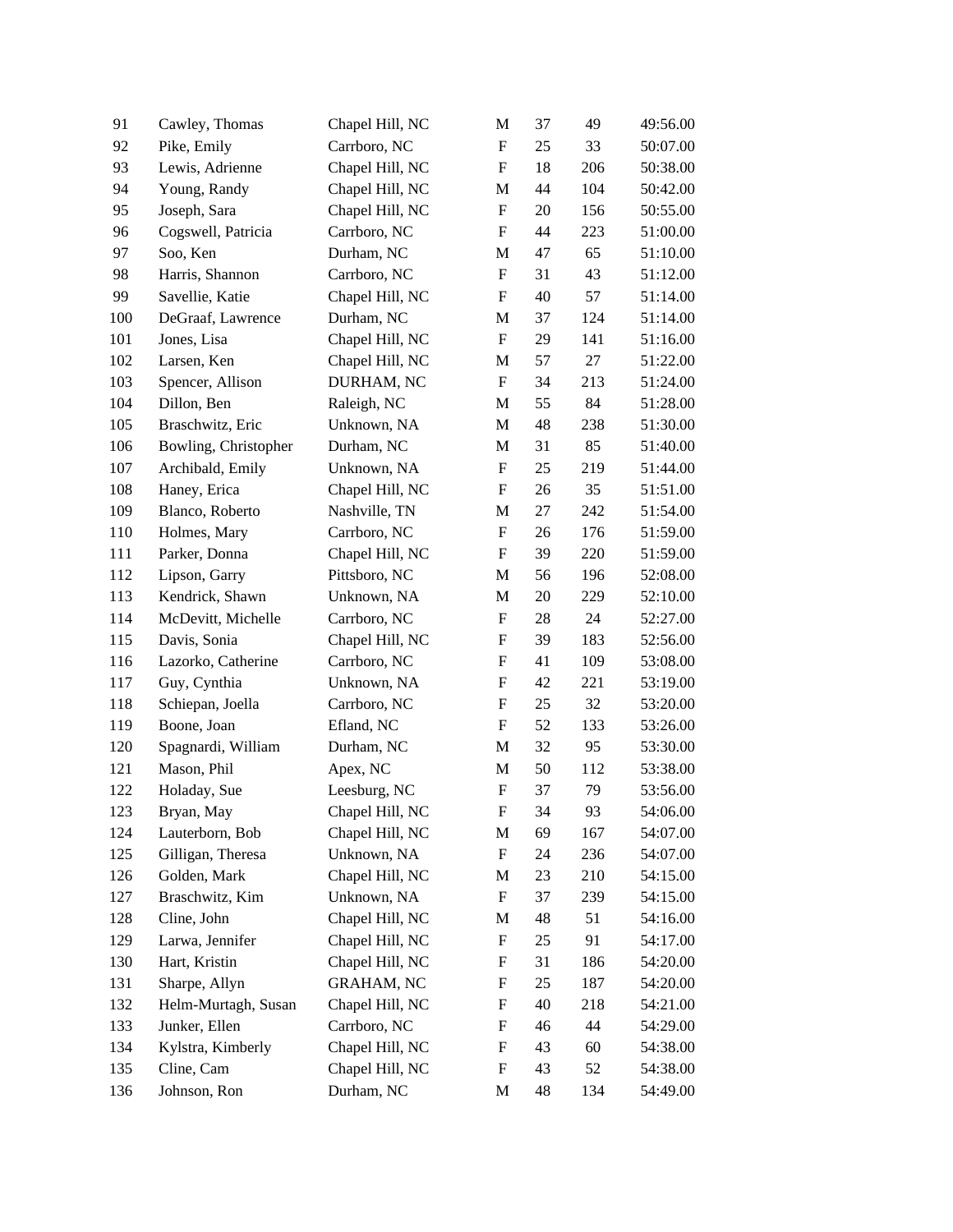| | | | | | | |
|---|---|---|---|---|---|---|
| 91 | Cawley, Thomas | Chapel Hill, NC | M | 37 | 49 | 49:56.00 |
| 92 | Pike, Emily | Carrboro, NC | F | 25 | 33 | 50:07.00 |
| 93 | Lewis, Adrienne | Chapel Hill, NC | F | 18 | 206 | 50:38.00 |
| 94 | Young, Randy | Chapel Hill, NC | M | 44 | 104 | 50:42.00 |
| 95 | Joseph, Sara | Chapel Hill, NC | F | 20 | 156 | 50:55.00 |
| 96 | Cogswell, Patricia | Carrboro, NC | F | 44 | 223 | 51:00.00 |
| 97 | Soo, Ken | Durham, NC | M | 47 | 65 | 51:10.00 |
| 98 | Harris, Shannon | Carrboro, NC | F | 31 | 43 | 51:12.00 |
| 99 | Savellie, Katie | Chapel Hill, NC | F | 40 | 57 | 51:14.00 |
| 100 | DeGraaf, Lawrence | Durham, NC | M | 37 | 124 | 51:14.00 |
| 101 | Jones, Lisa | Chapel Hill, NC | F | 29 | 141 | 51:16.00 |
| 102 | Larsen, Ken | Chapel Hill, NC | M | 57 | 27 | 51:22.00 |
| 103 | Spencer, Allison | DURHAM, NC | F | 34 | 213 | 51:24.00 |
| 104 | Dillon, Ben | Raleigh, NC | M | 55 | 84 | 51:28.00 |
| 105 | Braschwitz, Eric | Unknown, NA | M | 48 | 238 | 51:30.00 |
| 106 | Bowling, Christopher | Durham, NC | M | 31 | 85 | 51:40.00 |
| 107 | Archibald, Emily | Unknown, NA | F | 25 | 219 | 51:44.00 |
| 108 | Haney, Erica | Chapel Hill, NC | F | 26 | 35 | 51:51.00 |
| 109 | Blanco, Roberto | Nashville, TN | M | 27 | 242 | 51:54.00 |
| 110 | Holmes, Mary | Carrboro, NC | F | 26 | 176 | 51:59.00 |
| 111 | Parker, Donna | Chapel Hill, NC | F | 39 | 220 | 51:59.00 |
| 112 | Lipson, Garry | Pittsboro, NC | M | 56 | 196 | 52:08.00 |
| 113 | Kendrick, Shawn | Unknown, NA | M | 20 | 229 | 52:10.00 |
| 114 | McDevitt, Michelle | Carrboro, NC | F | 28 | 24 | 52:27.00 |
| 115 | Davis, Sonia | Chapel Hill, NC | F | 39 | 183 | 52:56.00 |
| 116 | Lazorko, Catherine | Carrboro, NC | F | 41 | 109 | 53:08.00 |
| 117 | Guy, Cynthia | Unknown, NA | F | 42 | 221 | 53:19.00 |
| 118 | Schiepan, Joella | Carrboro, NC | F | 25 | 32 | 53:20.00 |
| 119 | Boone, Joan | Efland, NC | F | 52 | 133 | 53:26.00 |
| 120 | Spagnardi, William | Durham, NC | M | 32 | 95 | 53:30.00 |
| 121 | Mason, Phil | Apex, NC | M | 50 | 112 | 53:38.00 |
| 122 | Holaday, Sue | Leesburg, NC | F | 37 | 79 | 53:56.00 |
| 123 | Bryan, May | Chapel Hill, NC | F | 34 | 93 | 54:06.00 |
| 124 | Lauterborn, Bob | Chapel Hill, NC | M | 69 | 167 | 54:07.00 |
| 125 | Gilligan, Theresa | Unknown, NA | F | 24 | 236 | 54:07.00 |
| 126 | Golden, Mark | Chapel Hill, NC | M | 23 | 210 | 54:15.00 |
| 127 | Braschwitz, Kim | Unknown, NA | F | 37 | 239 | 54:15.00 |
| 128 | Cline, John | Chapel Hill, NC | M | 48 | 51 | 54:16.00 |
| 129 | Larwa, Jennifer | Chapel Hill, NC | F | 25 | 91 | 54:17.00 |
| 130 | Hart, Kristin | Chapel Hill, NC | F | 31 | 186 | 54:20.00 |
| 131 | Sharpe, Allyn | GRAHAM, NC | F | 25 | 187 | 54:20.00 |
| 132 | Helm-Murtagh, Susan | Chapel Hill, NC | F | 40 | 218 | 54:21.00 |
| 133 | Junker, Ellen | Carrboro, NC | F | 46 | 44 | 54:29.00 |
| 134 | Kylstra, Kimberly | Chapel Hill, NC | F | 43 | 60 | 54:38.00 |
| 135 | Cline, Cam | Chapel Hill, NC | F | 43 | 52 | 54:38.00 |
| 136 | Johnson, Ron | Durham, NC | M | 48 | 134 | 54:49.00 |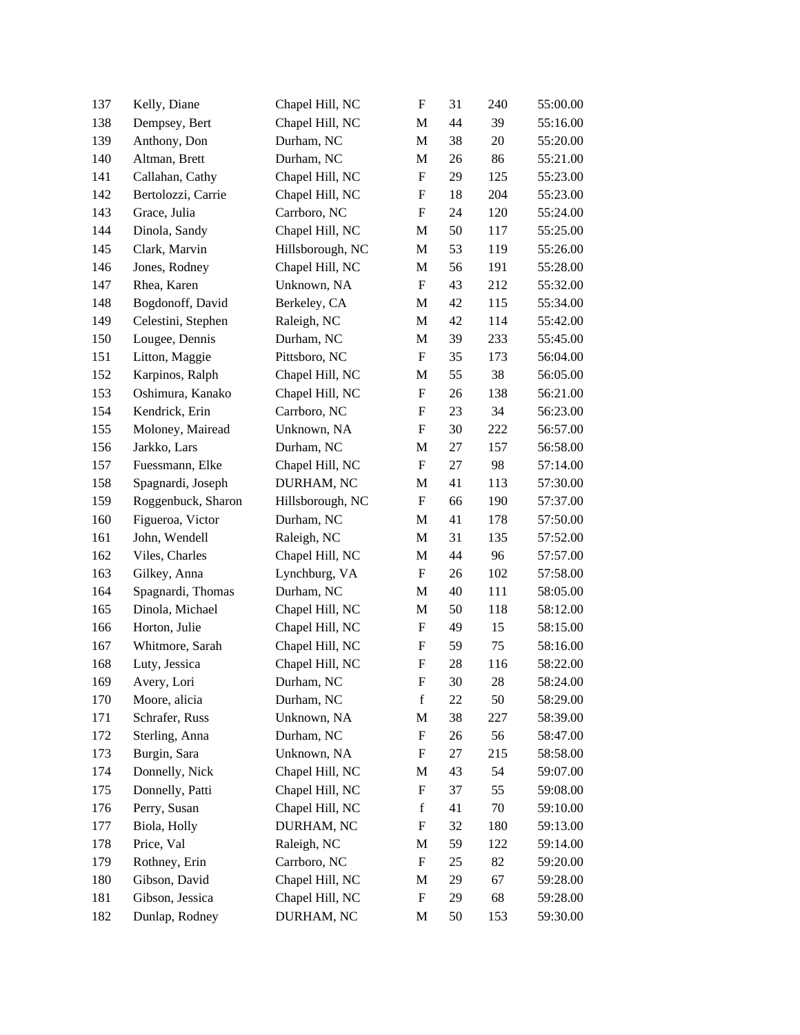| | | | | | | |
|---|---|---|---|---|---|---|
| 137 | Kelly, Diane | Chapel Hill, NC | F | 31 | 240 | 55:00.00 |
| 138 | Dempsey, Bert | Chapel Hill, NC | M | 44 | 39 | 55:16.00 |
| 139 | Anthony, Don | Durham, NC | M | 38 | 20 | 55:20.00 |
| 140 | Altman, Brett | Durham, NC | M | 26 | 86 | 55:21.00 |
| 141 | Callahan, Cathy | Chapel Hill, NC | F | 29 | 125 | 55:23.00 |
| 142 | Bertolozzi, Carrie | Chapel Hill, NC | F | 18 | 204 | 55:23.00 |
| 143 | Grace, Julia | Carrboro, NC | F | 24 | 120 | 55:24.00 |
| 144 | Dinola, Sandy | Chapel Hill, NC | M | 50 | 117 | 55:25.00 |
| 145 | Clark, Marvin | Hillsborough, NC | M | 53 | 119 | 55:26.00 |
| 146 | Jones, Rodney | Chapel Hill, NC | M | 56 | 191 | 55:28.00 |
| 147 | Rhea, Karen | Unknown, NA | F | 43 | 212 | 55:32.00 |
| 148 | Bogdonoff, David | Berkeley, CA | M | 42 | 115 | 55:34.00 |
| 149 | Celestini, Stephen | Raleigh, NC | M | 42 | 114 | 55:42.00 |
| 150 | Lougee, Dennis | Durham, NC | M | 39 | 233 | 55:45.00 |
| 151 | Litton, Maggie | Pittsboro, NC | F | 35 | 173 | 56:04.00 |
| 152 | Karpinos, Ralph | Chapel Hill, NC | M | 55 | 38 | 56:05.00 |
| 153 | Oshimura, Kanako | Chapel Hill, NC | F | 26 | 138 | 56:21.00 |
| 154 | Kendrick, Erin | Carrboro, NC | F | 23 | 34 | 56:23.00 |
| 155 | Moloney, Mairead | Unknown, NA | F | 30 | 222 | 56:57.00 |
| 156 | Jarkko, Lars | Durham, NC | M | 27 | 157 | 56:58.00 |
| 157 | Fuessmann, Elke | Chapel Hill, NC | F | 27 | 98 | 57:14.00 |
| 158 | Spagnardi, Joseph | DURHAM, NC | M | 41 | 113 | 57:30.00 |
| 159 | Roggenbuck, Sharon | Hillsborough, NC | F | 66 | 190 | 57:37.00 |
| 160 | Figueroa, Victor | Durham, NC | M | 41 | 178 | 57:50.00 |
| 161 | John, Wendell | Raleigh, NC | M | 31 | 135 | 57:52.00 |
| 162 | Viles, Charles | Chapel Hill, NC | M | 44 | 96 | 57:57.00 |
| 163 | Gilkey, Anna | Lynchburg, VA | F | 26 | 102 | 57:58.00 |
| 164 | Spagnardi, Thomas | Durham, NC | M | 40 | 111 | 58:05.00 |
| 165 | Dinola, Michael | Chapel Hill, NC | M | 50 | 118 | 58:12.00 |
| 166 | Horton, Julie | Chapel Hill, NC | F | 49 | 15 | 58:15.00 |
| 167 | Whitmore, Sarah | Chapel Hill, NC | F | 59 | 75 | 58:16.00 |
| 168 | Luty, Jessica | Chapel Hill, NC | F | 28 | 116 | 58:22.00 |
| 169 | Avery, Lori | Durham, NC | F | 30 | 28 | 58:24.00 |
| 170 | Moore, alicia | Durham, NC | f | 22 | 50 | 58:29.00 |
| 171 | Schrafer, Russ | Unknown, NA | M | 38 | 227 | 58:39.00 |
| 172 | Sterling, Anna | Durham, NC | F | 26 | 56 | 58:47.00 |
| 173 | Burgin, Sara | Unknown, NA | F | 27 | 215 | 58:58.00 |
| 174 | Donnelly, Nick | Chapel Hill, NC | M | 43 | 54 | 59:07.00 |
| 175 | Donnelly, Patti | Chapel Hill, NC | F | 37 | 55 | 59:08.00 |
| 176 | Perry, Susan | Chapel Hill, NC | f | 41 | 70 | 59:10.00 |
| 177 | Biola, Holly | DURHAM, NC | F | 32 | 180 | 59:13.00 |
| 178 | Price, Val | Raleigh, NC | M | 59 | 122 | 59:14.00 |
| 179 | Rothney, Erin | Carrboro, NC | F | 25 | 82 | 59:20.00 |
| 180 | Gibson, David | Chapel Hill, NC | M | 29 | 67 | 59:28.00 |
| 181 | Gibson, Jessica | Chapel Hill, NC | F | 29 | 68 | 59:28.00 |
| 182 | Dunlap, Rodney | DURHAM, NC | M | 50 | 153 | 59:30.00 |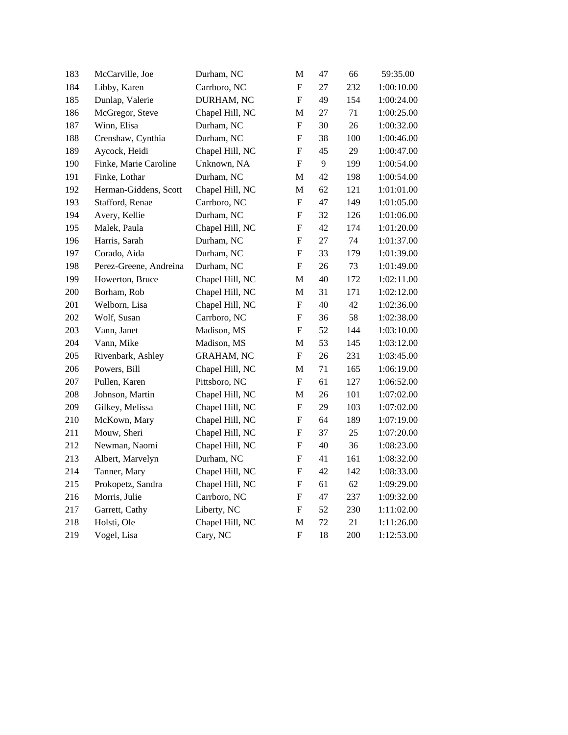| | | | | | | |
|---|---|---|---|---|---|---|
| 183 | McCarville, Joe | Durham, NC | M | 47 | 66 | 59:35.00 |
| 184 | Libby, Karen | Carrboro, NC | F | 27 | 232 | 1:00:10.00 |
| 185 | Dunlap, Valerie | DURHAM, NC | F | 49 | 154 | 1:00:24.00 |
| 186 | McGregor, Steve | Chapel Hill, NC | M | 27 | 71 | 1:00:25.00 |
| 187 | Winn, Elisa | Durham, NC | F | 30 | 26 | 1:00:32.00 |
| 188 | Crenshaw, Cynthia | Durham, NC | F | 38 | 100 | 1:00:46.00 |
| 189 | Aycock, Heidi | Chapel Hill, NC | F | 45 | 29 | 1:00:47.00 |
| 190 | Finke, Marie Caroline | Unknown, NA | F | 9 | 199 | 1:00:54.00 |
| 191 | Finke, Lothar | Durham, NC | M | 42 | 198 | 1:00:54.00 |
| 192 | Herman-Giddens, Scott | Chapel Hill, NC | M | 62 | 121 | 1:01:01.00 |
| 193 | Stafford, Renae | Carrboro, NC | F | 47 | 149 | 1:01:05.00 |
| 194 | Avery, Kellie | Durham, NC | F | 32 | 126 | 1:01:06.00 |
| 195 | Malek, Paula | Chapel Hill, NC | F | 42 | 174 | 1:01:20.00 |
| 196 | Harris, Sarah | Durham, NC | F | 27 | 74 | 1:01:37.00 |
| 197 | Corado, Aida | Durham, NC | F | 33 | 179 | 1:01:39.00 |
| 198 | Perez-Greene, Andreina | Durham, NC | F | 26 | 73 | 1:01:49.00 |
| 199 | Howerton, Bruce | Chapel Hill, NC | M | 40 | 172 | 1:02:11.00 |
| 200 | Borham, Rob | Chapel Hill, NC | M | 31 | 171 | 1:02:12.00 |
| 201 | Welborn, Lisa | Chapel Hill, NC | F | 40 | 42 | 1:02:36.00 |
| 202 | Wolf, Susan | Carrboro, NC | F | 36 | 58 | 1:02:38.00 |
| 203 | Vann, Janet | Madison, MS | F | 52 | 144 | 1:03:10.00 |
| 204 | Vann, Mike | Madison, MS | M | 53 | 145 | 1:03:12.00 |
| 205 | Rivenbark, Ashley | GRAHAM, NC | F | 26 | 231 | 1:03:45.00 |
| 206 | Powers, Bill | Chapel Hill, NC | M | 71 | 165 | 1:06:19.00 |
| 207 | Pullen, Karen | Pittsboro, NC | F | 61 | 127 | 1:06:52.00 |
| 208 | Johnson, Martin | Chapel Hill, NC | M | 26 | 101 | 1:07:02.00 |
| 209 | Gilkey, Melissa | Chapel Hill, NC | F | 29 | 103 | 1:07:02.00 |
| 210 | McKown, Mary | Chapel Hill, NC | F | 64 | 189 | 1:07:19.00 |
| 211 | Mouw, Sheri | Chapel Hill, NC | F | 37 | 25 | 1:07:20.00 |
| 212 | Newman, Naomi | Chapel Hill, NC | F | 40 | 36 | 1:08:23.00 |
| 213 | Albert, Marvelyn | Durham, NC | F | 41 | 161 | 1:08:32.00 |
| 214 | Tanner, Mary | Chapel Hill, NC | F | 42 | 142 | 1:08:33.00 |
| 215 | Prokopetz, Sandra | Chapel Hill, NC | F | 61 | 62 | 1:09:29.00 |
| 216 | Morris, Julie | Carrboro, NC | F | 47 | 237 | 1:09:32.00 |
| 217 | Garrett, Cathy | Liberty, NC | F | 52 | 230 | 1:11:02.00 |
| 218 | Holsti, Ole | Chapel Hill, NC | M | 72 | 21 | 1:11:26.00 |
| 219 | Vogel, Lisa | Cary, NC | F | 18 | 200 | 1:12:53.00 |